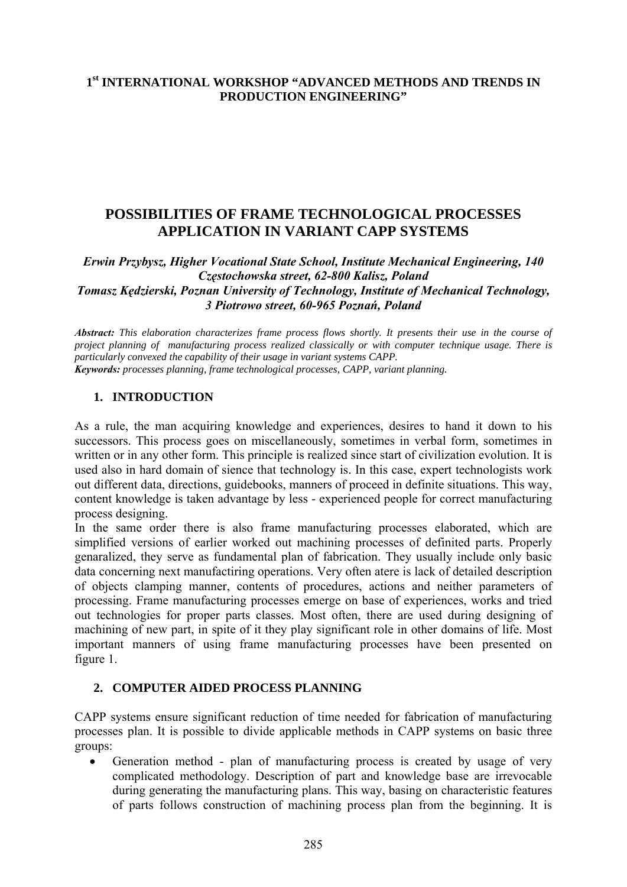**1st INTERNATIONAL WORKSHOP "ADVANCED METHODS AND TRENDS IN PRODUCTION ENGINEERING"**

# POSSIBILITIES OF FRAME TECHNOLOGICAL PROCESSES APPLICATION IN VARIANT CAPP SYSTEMS

***Erwin Przybysz, Higher Vocational State School, Institute Mechanical Engineering, 140 Częstochowska street, 62-800 Kalisz, Poland***
***Tomasz Kędzierski, Poznan University of Technology, Institute of Mechanical Technology, 3 Piotrowo street, 60-965 Poznań, Poland***

***Abstract:*** *This elaboration characterizes frame process flows shortly. It presents their use in the course of project planning of manufacturing process realized classically or with computer technique usage. There is particularly convexed the capability of their usage in variant systems CAPP.*
***Keywords:*** *processes planning, frame technological processes, CAPP, variant planning.*

## 1. INTRODUCTION

As a rule, the man acquiring knowledge and experiences, desires to hand it down to his successors. This process goes on miscellaneously, sometimes in verbal form, sometimes in written or in any other form. This principle is realized since start of civilization evolution. It is used also in hard domain of sience that technology is. In this case, expert technologists work out different data, directions, guidebooks, manners of proceed in definite situations. This way, content knowledge is taken advantage by less - experienced people for correct manufacturing process designing.
In the same order there is also frame manufacturing processes elaborated, which are simplified versions of earlier worked out machining processes of definited parts. Properly genaralized, they serve as fundamental plan of fabrication. They usually include only basic data concerning next manufactiring operations. Very often atere is lack of detailed description of objects clamping manner, contents of procedures, actions and neither parameters of processing. Frame manufacturing processes emerge on base of experiences, works and tried out technologies for proper parts classes. Most often, there are used during designing of machining of new part, in spite of it they play significant role in other domains of life. Most important manners of using frame manufacturing processes have been presented on figure 1.

## 2. COMPUTER AIDED PROCESS PLANNING

CAPP systems ensure significant reduction of time needed for fabrication of manufacturing processes plan. It is possible to divide applicable methods in CAPP systems on basic three groups:

- Generation method - plan of manufacturing process is created by usage of very complicated methodology. Description of part and knowledge base are irrevocable during generating the manufacturing plans. This way, basing on characteristic features of parts follows construction of machining process plan from the beginning. It is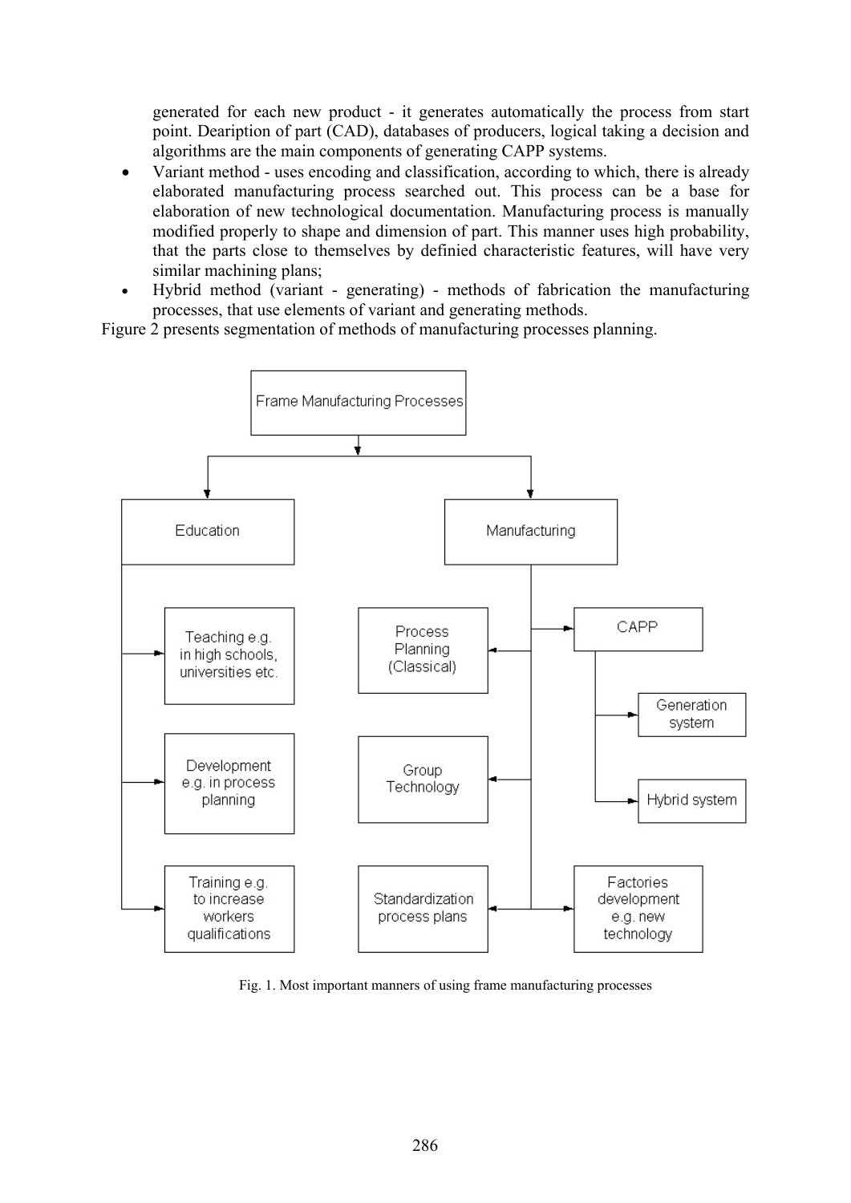generated for each new product - it generates automatically the process from start point. Deaription of part (CAD), databases of producers, logical taking a decision and algorithms are the main components of generating CAPP systems.

- Variant method - uses encoding and classification, according to which, there is already elaborated manufacturing process searched out. This process can be a base for elaboration of new technological documentation. Manufacturing process is manually modified properly to shape and dimension of part. This manner uses high probability, that the parts close to themselves by definied characteristic features, will have very similar machining plans;
- Hybrid method (variant - generating) - methods of fabrication the manufacturing processes, that use elements of variant and generating methods.

Figure 2 presents segmentation of methods of manufacturing processes planning.

Fig. 1. Most important manners of using frame manufacturing processes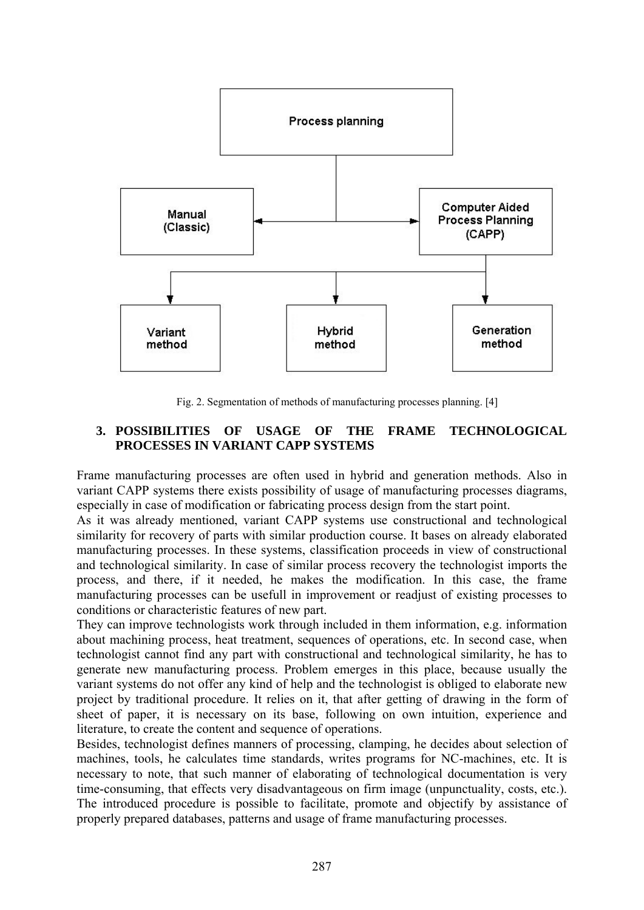Fig. 2. Segmentation of methods of manufacturing processes planning. [4]

## 3. POSSIBILITIES OF USAGE OF THE FRAME TECHNOLOGICAL PROCESSES IN VARIANT CAPP SYSTEMS

Frame manufacturing processes are often used in hybrid and generation methods. Also in variant CAPP systems there exists possibility of usage of manufacturing processes diagrams, especially in case of modification or fabricating process design from the start point.

As it was already mentioned, variant CAPP systems use constructional and technological similarity for recovery of parts with similar production course. It bases on already elaborated manufacturing processes. In these systems, classification proceeds in view of constructional and technological similarity. In case of similar process recovery the technologist imports the process, and there, if it needed, he makes the modification. In this case, the frame manufacturing processes can be usefull in improvement or readjust of existing processes to conditions or characteristic features of new part.

They can improve technologists work through included in them information, e.g. information about machining process, heat treatment, sequences of operations, etc. In second case, when technologist cannot find any part with constructional and technological similarity, he has to generate new manufacturing process. Problem emerges in this place, because usually the variant systems do not offer any kind of help and the technologist is obliged to elaborate new project by traditional procedure. It relies on it, that after getting of drawing in the form of sheet of paper, it is necessary on its base, following on own intuition, experience and literature, to create the content and sequence of operations.

Besides, technologist defines manners of processing, clamping, he decides about selection of machines, tools, he calculates time standards, writes programs for NC-machines, etc. It is necessary to note, that such manner of elaborating of technological documentation is very time-consuming, that effects very disadvantageous on firm image (unpunctuality, costs, etc.). The introduced procedure is possible to facilitate, promote and objectify by assistance of properly prepared databases, patterns and usage of frame manufacturing processes.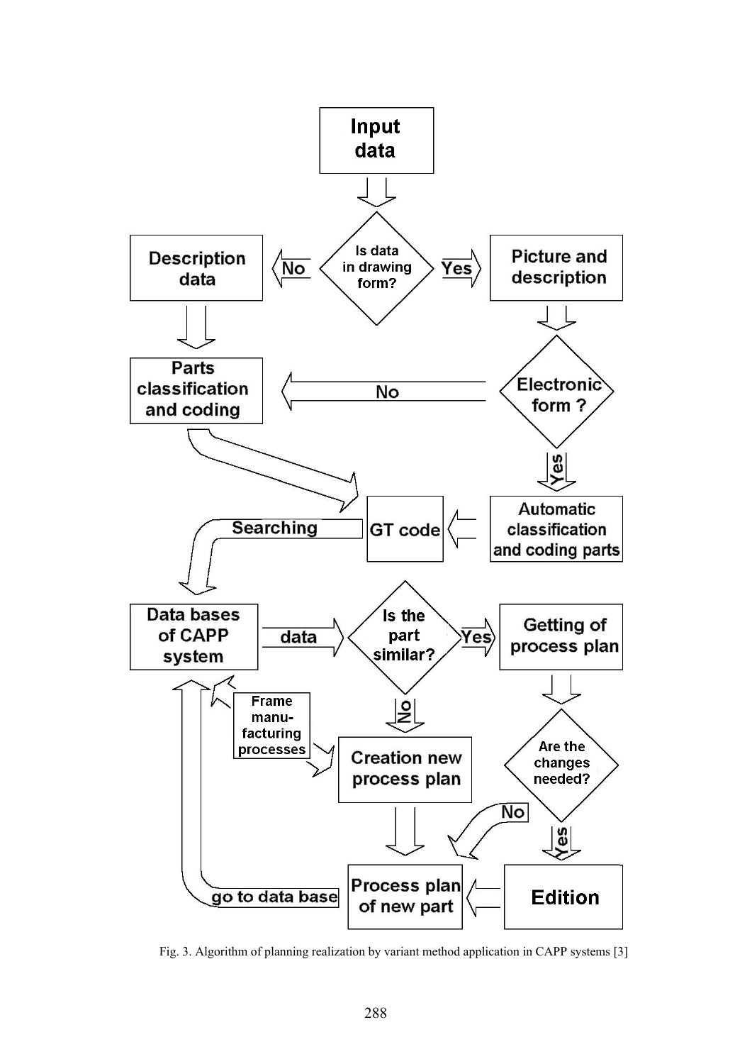Fig. 3. Algorithm of planning realization by variant method application in CAPP systems [3]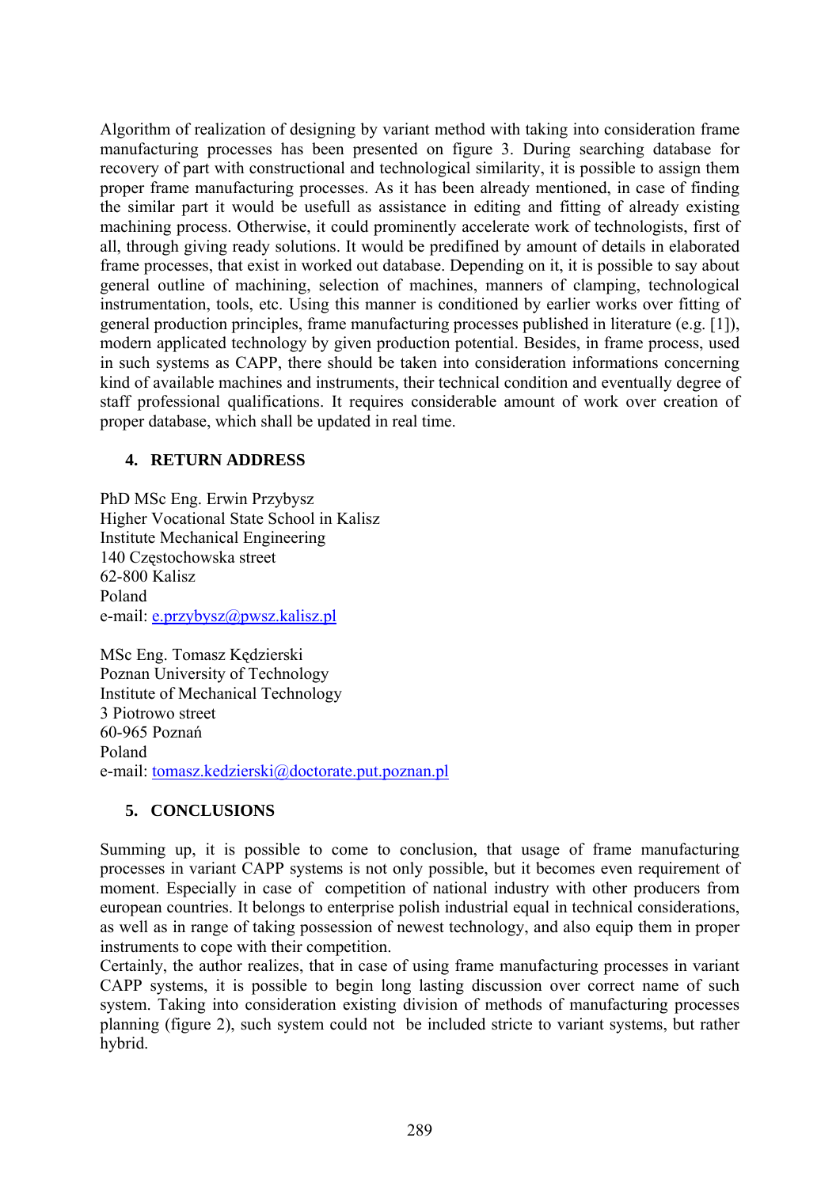Algorithm of realization of designing by variant method with taking into consideration frame manufacturing processes has been presented on figure 3. During searching database for recovery of part with constructional and technological similarity, it is possible to assign them proper frame manufacturing processes. As it has been already mentioned, in case of finding the similar part it would be usefull as assistance in editing and fitting of already existing machining process. Otherwise, it could prominently accelerate work of technologists, first of all, through giving ready solutions. It would be predifined by amount of details in elaborated frame processes, that exist in worked out database. Depending on it, it is possible to say about general outline of machining, selection of machines, manners of clamping, technological instrumentation, tools, etc. Using this manner is conditioned by earlier works over fitting of general production principles, frame manufacturing processes published in literature (e.g. [1]), modern applicated technology by given production potential. Besides, in frame process, used in such systems as CAPP, there should be taken into consideration informations concerning kind of available machines and instruments, their technical condition and eventually degree of staff professional qualifications. It requires considerable amount of work over creation of proper database, which shall be updated in real time.

## 4. RETURN ADDRESS

PhD MSc Eng. Erwin Przybysz
Higher Vocational State School in Kalisz
Institute Mechanical Engineering
140 Częstochowska street
62-800 Kalisz
Poland
e-mail: e.przybysz@pwsz.kalisz.pl

MSc Eng. Tomasz Kędzierski
Poznan University of Technology
Institute of Mechanical Technology
3 Piotrowo street
60-965 Poznań
Poland
e-mail: tomasz.kedzierski@doctorate.put.poznan.pl

## 5. CONCLUSIONS

Summing up, it is possible to come to conclusion, that usage of frame manufacturing processes in variant CAPP systems is not only possible, but it becomes even requirement of moment. Especially in case of competition of national industry with other producers from european countries. It belongs to enterprise polish industrial equal in technical considerations, as well as in range of taking possession of newest technology, and also equip them in proper instruments to cope with their competition.
Certainly, the author realizes, that in case of using frame manufacturing processes in variant CAPP systems, it is possible to begin long lasting discussion over correct name of such system. Taking into consideration existing division of methods of manufacturing processes planning (figure 2), such system could not be included stricte to variant systems, but rather hybrid.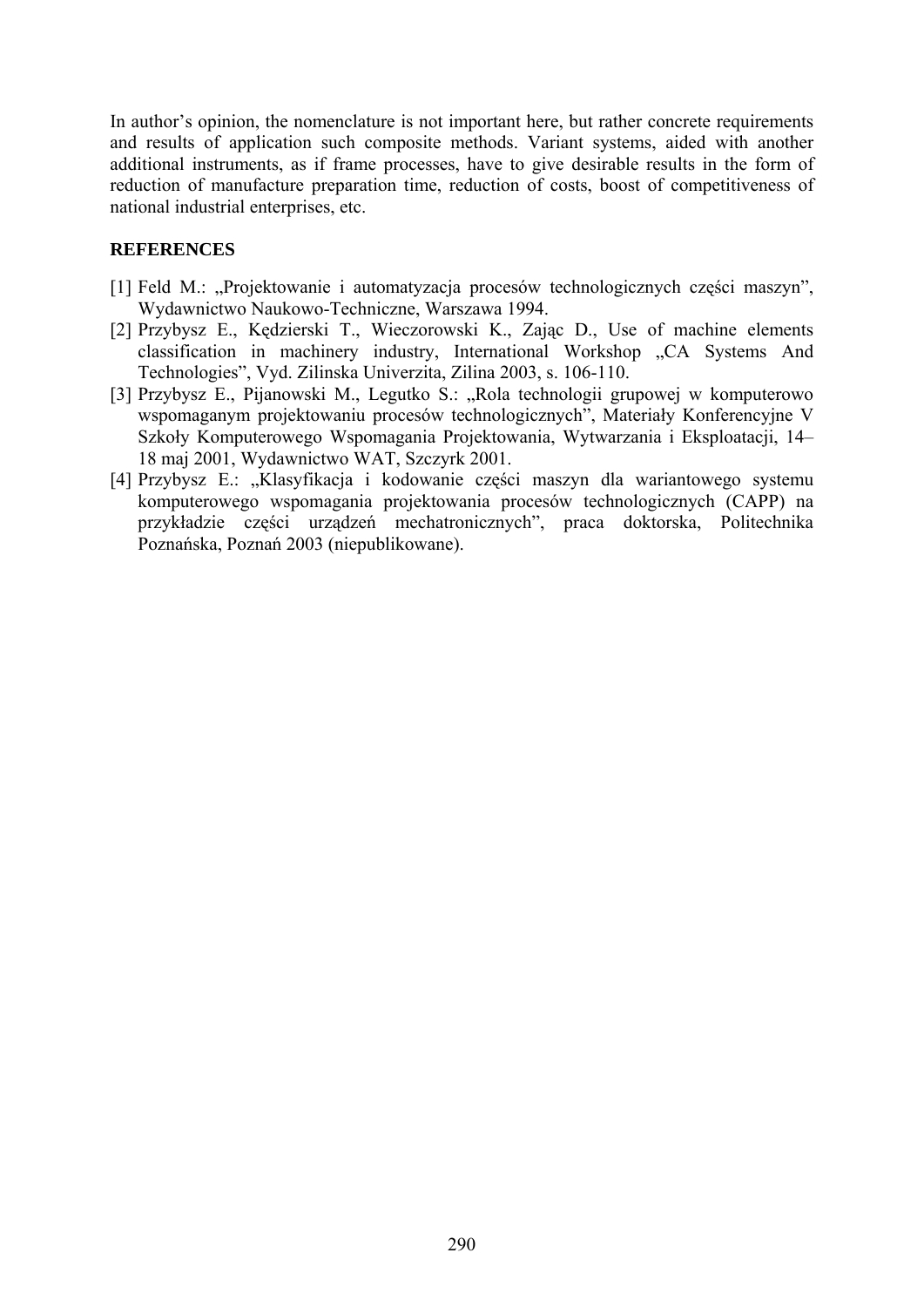In author's opinion, the nomenclature is not important here, but rather concrete requirements and results of application such composite methods. Variant systems, aided with another additional instruments, as if frame processes, have to give desirable results in the form of reduction of manufacture preparation time, reduction of costs, boost of competitiveness of national industrial enterprises, etc.

## REFERENCES

[1] Feld M.: „Projektowanie i automatyzacja procesów technologicznych części maszyn", Wydawnictwo Naukowo-Techniczne, Warszawa 1994.

[2] Przybysz E., Kędzierski T., Wieczorowski K., Zając D., Use of machine elements classification in machinery industry, International Workshop „CA Systems And Technologies", Vyd. Zilinska Univerzita, Zilina 2003, s. 106-110.

[3] Przybysz E., Pijanowski M., Legutko S.: „Rola technologii grupowej w komputerowo wspomaganym projektowaniu procesów technologicznych", Materiały Konferencyjne V Szkoły Komputerowego Wspomagania Projektowania, Wytwarzania i Eksploatacji, 14–18 maj 2001, Wydawnictwo WAT, Szczyrk 2001.

[4] Przybysz E.: „Klasyfikacja i kodowanie części maszyn dla wariantowego systemu komputerowego wspomagania projektowania procesów technologicznych (CAPP) na przykładzie części urządzeń mechatronicznych", praca doktorska, Politechnika Poznańska, Poznań 2003 (niepublikowane).